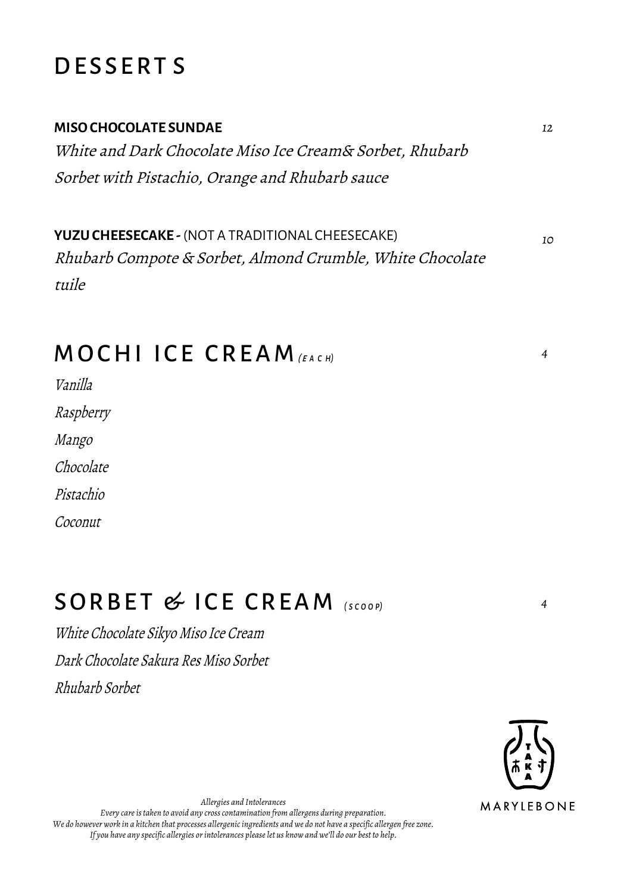# DESSERTS

**MISO CHOCOLATE SUNDAE** 12

*White and Dark Chocolate Miso Ice Cream& Sorbet, Rhubarb Sorbet with Pistachio, Orange and Rhubarb sauce*

**YUZU CHEESECAKE -** (NOT A TRADITIONAL CHEESECAKE) 10

*Rhubarb Compote & Sorbet, Almond Crumble, White Chocolate tuile*

## MOCHI ICE CREAM *(EACH)* 4

*Vanilla*

*Raspberry*

*Mango*

*Chocolate*

*Pistachio*

*Coconut*

## SORBET & ICE CREAM *(SCOOP)* 4

*White Chocolate Sikyo Miso Ice Cream*

*Dark Chocolate Sakura Res Miso Sorbet*

*Rhubarb Sorbet*

TAKA

MARYLEBONE

*Allergies and Intolerances*
*Every care is taken to avoid any cross contamination from allergens during preparation.*
*We do however work in a kitchen that processes allergenic ingredients and we do not have a specific allergen free zone.*
*If you have any specific allergies or intolerances please let us know and we'll do our best to help.*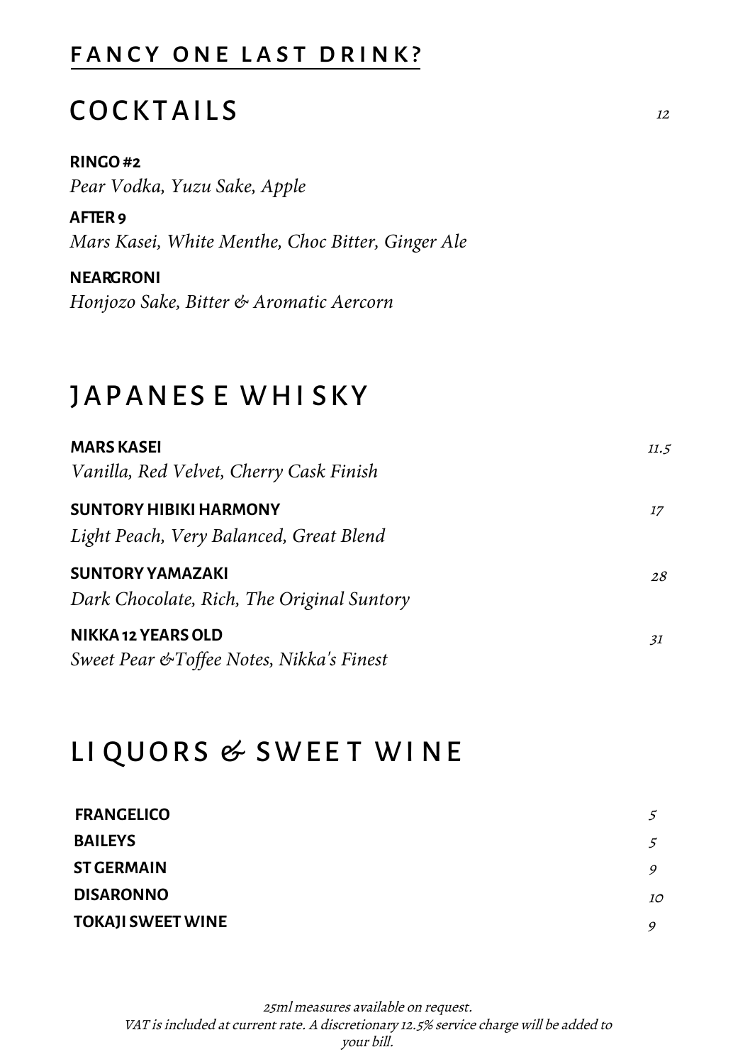## FANCY ONE LAST DRINK?

# COCKTAILS

12

**RINGO #2**
*Pear Vodka, Yuzu Sake, Apple*

**AFTER 9**
*Mars Kasei, White Menthe, Choc Bitter, Ginger Ale*

**NEARGRONI**
*Honjozo Sake, Bitter & Aromatic Aercorn*

# JAPANESE WHISKY

**MARS KASEI** — 11.5
*Vanilla, Red Velvet, Cherry Cask Finish*

**SUNTORY HIBIKI HARMONY** — 17
*Light Peach, Very Balanced, Great Blend*

**SUNTORY YAMAZAKI** — 28
*Dark Chocolate, Rich, The Original Suntory*

**NIKKA 12 YEARS OLD** — 31
*Sweet Pear &Toffee Notes, Nikka's Finest*

# LIQUORS & SWEET WINE

| | |
|---|---|
| **FRANGELICO** | 5 |
| **BAILEYS** | 5 |
| **ST GERMAIN** | 9 |
| **DISARONNO** | 10 |
| **TOKAJI SWEET WINE** | 9 |

*25ml measures available on request.*
*VAT is included at current rate. A discretionary 12.5% service charge will be added to your bill.*